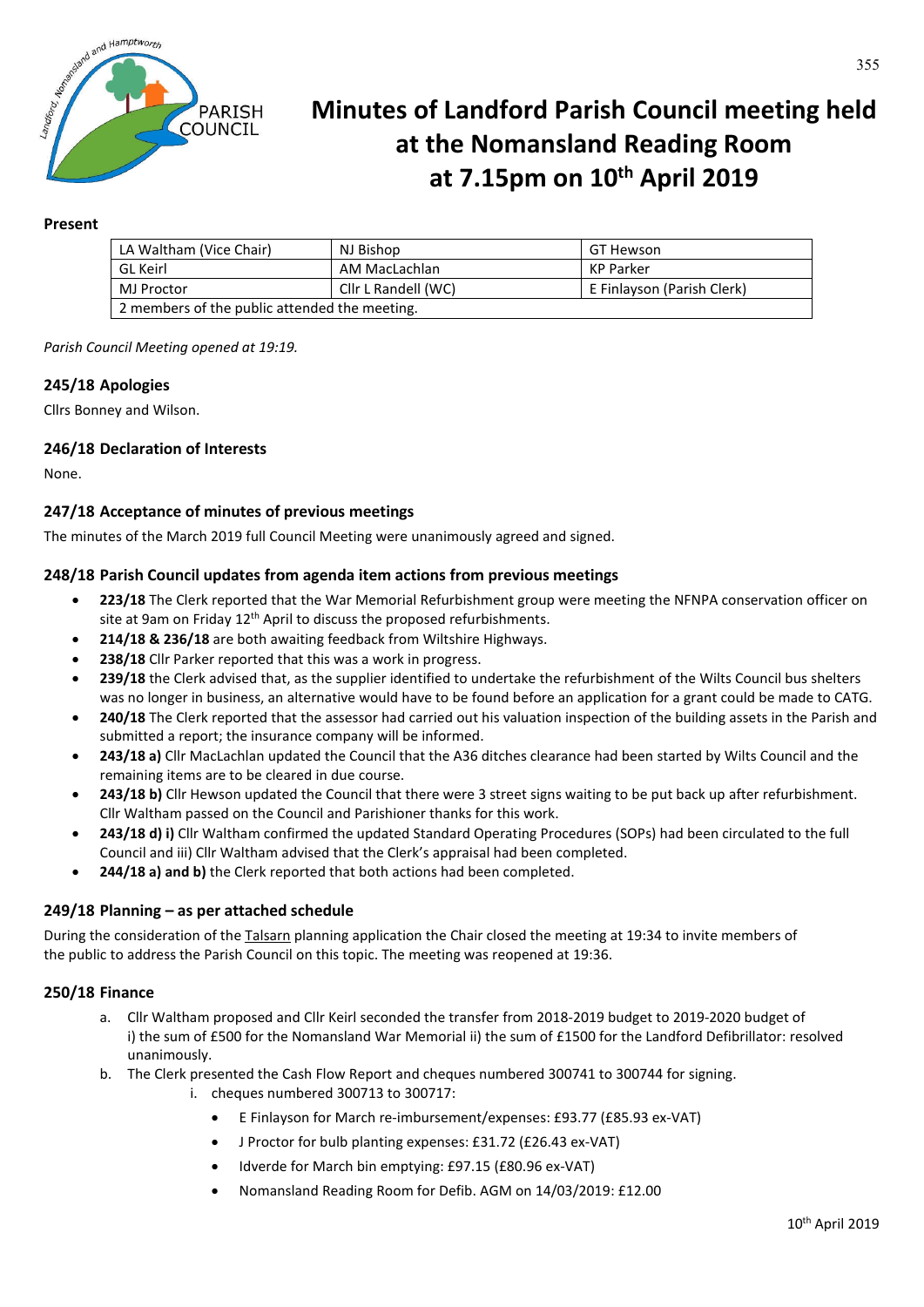# Minutes of Landford Parish Council meeting held at the Nomansland Reading Room at 7.15pm on 10th April 2019

**Present**

| LA Waltham (Vice Chair) | NJ Bishop | GT Hewson |
|---|---|---|
| GL Keirl | AM MacLachlan | KP Parker |
| MJ Proctor | Cllr L Randell (WC) | E Finlayson (Parish Clerk) |
| 2 members of the public attended the meeting. | | |

*Parish Council Meeting opened at 19:19.*

### 245/18 Apologies

Cllrs Bonney and Wilson.

### 246/18 Declaration of Interests

None.

### 247/18 Acceptance of minutes of previous meetings

The minutes of the March 2019 full Council Meeting were unanimously agreed and signed.

### 248/18 Parish Council updates from agenda item actions from previous meetings

- **223/18** The Clerk reported that the War Memorial Refurbishment group were meeting the NFNPA conservation officer on site at 9am on Friday 12th April to discuss the proposed refurbishments.
- **214/18 & 236/18** are both awaiting feedback from Wiltshire Highways.
- **238/18** Cllr Parker reported that this was a work in progress.
- **239/18** the Clerk advised that, as the supplier identified to undertake the refurbishment of the Wilts Council bus shelters was no longer in business, an alternative would have to be found before an application for a grant could be made to CATG.
- **240/18** The Clerk reported that the assessor had carried out his valuation inspection of the building assets in the Parish and submitted a report; the insurance company will be informed.
- **243/18 a)** Cllr MacLachlan updated the Council that the A36 ditches clearance had been started by Wilts Council and the remaining items are to be cleared in due course.
- **243/18 b)** Cllr Hewson updated the Council that there were 3 street signs waiting to be put back up after refurbishment. Cllr Waltham passed on the Council and Parishioner thanks for this work.
- **243/18 d) i)** Cllr Waltham confirmed the updated Standard Operating Procedures (SOPs) had been circulated to the full Council and iii) Cllr Waltham advised that the Clerk's appraisal had been completed.
- **244/18 a) and b)** the Clerk reported that both actions had been completed.

### 249/18 Planning – as per attached schedule

During the consideration of the Talsarn planning application the Chair closed the meeting at 19:34 to invite members of the public to address the Parish Council on this topic. The meeting was reopened at 19:36.

### 250/18 Finance

a. Cllr Waltham proposed and Cllr Keirl seconded the transfer from 2018-2019 budget to 2019-2020 budget of i) the sum of £500 for the Nomansland War Memorial ii) the sum of £1500 for the Landford Defibrillator: resolved unanimously.

b. The Clerk presented the Cash Flow Report and cheques numbered 300741 to 300744 for signing.

   i. cheques numbered 300713 to 300717:

      - E Finlayson for March re-imbursement/expenses: £93.77 (£85.93 ex-VAT)
      - J Proctor for bulb planting expenses: £31.72 (£26.43 ex-VAT)
      - Idverde for March bin emptying: £97.15 (£80.96 ex-VAT)
      - Nomansland Reading Room for Defib. AGM on 14/03/2019: £12.00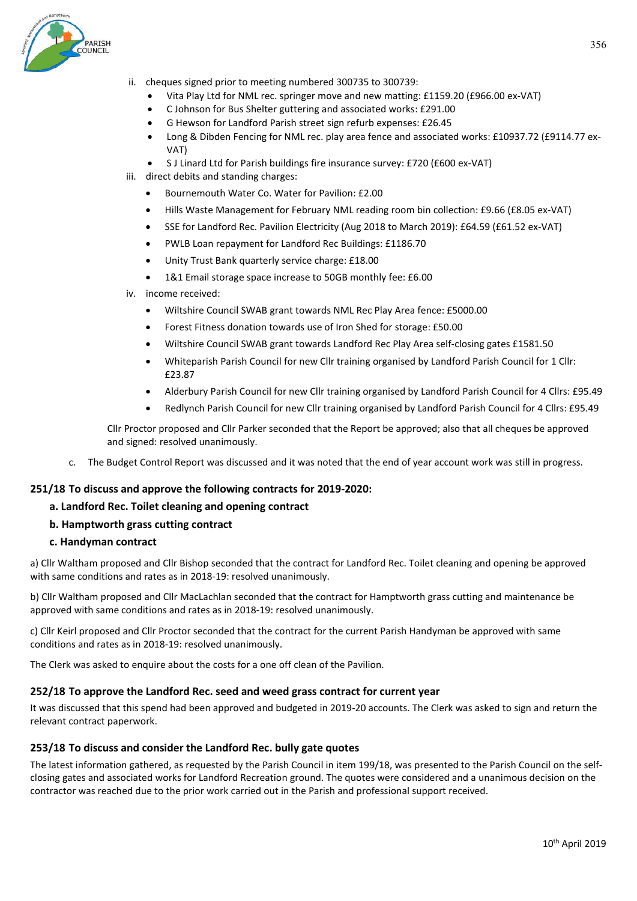ii. cheques signed prior to meeting numbered 300735 to 300739:
   - Vita Play Ltd for NML rec. springer move and new matting: £1159.20 (£966.00 ex-VAT)
   - C Johnson for Bus Shelter guttering and associated works: £291.00
   - G Hewson for Landford Parish street sign refurb expenses: £26.45
   - Long & Dibden Fencing for NML rec. play area fence and associated works: £10937.72 (£9114.77 ex-VAT)
   - S J Linard Ltd for Parish buildings fire insurance survey: £720 (£600 ex-VAT)

iii. direct debits and standing charges:
   - Bournemouth Water Co. Water for Pavilion: £2.00
   - Hills Waste Management for February NML reading room bin collection: £9.66 (£8.05 ex-VAT)
   - SSE for Landford Rec. Pavilion Electricity (Aug 2018 to March 2019): £64.59 (£61.52 ex-VAT)
   - PWLB Loan repayment for Landford Rec Buildings: £1186.70
   - Unity Trust Bank quarterly service charge: £18.00
   - 1&1 Email storage space increase to 50GB monthly fee: £6.00

iv. income received:
   - Wiltshire Council SWAB grant towards NML Rec Play Area fence: £5000.00
   - Forest Fitness donation towards use of Iron Shed for storage: £50.00
   - Wiltshire Council SWAB grant towards Landford Rec Play Area self-closing gates £1581.50
   - Whiteparish Parish Council for new Cllr training organised by Landford Parish Council for 1 Cllr: £23.87
   - Alderbury Parish Council for new Cllr training organised by Landford Parish Council for 4 Cllrs: £95.49
   - Redlynch Parish Council for new Cllr training organised by Landford Parish Council for 4 Cllrs: £95.49

Cllr Proctor proposed and Cllr Parker seconded that the Report be approved; also that all cheques be approved and signed: resolved unanimously.

c. The Budget Control Report was discussed and it was noted that the end of year account work was still in progress.

### 251/18 To discuss and approve the following contracts for 2019-2020:

**a. Landford Rec. Toilet cleaning and opening contract**

**b. Hamptworth grass cutting contract**

**c. Handyman contract**

a) Cllr Waltham proposed and Cllr Bishop seconded that the contract for Landford Rec. Toilet cleaning and opening be approved with same conditions and rates as in 2018-19: resolved unanimously.

b) Cllr Waltham proposed and Cllr MacLachlan seconded that the contract for Hamptworth grass cutting and maintenance be approved with same conditions and rates as in 2018-19: resolved unanimously.

c) Cllr Keirl proposed and Cllr Proctor seconded that the contract for the current Parish Handyman be approved with same conditions and rates as in 2018-19: resolved unanimously.

The Clerk was asked to enquire about the costs for a one off clean of the Pavilion.

### 252/18 To approve the Landford Rec. seed and weed grass contract for current year

It was discussed that this spend had been approved and budgeted in 2019-20 accounts. The Clerk was asked to sign and return the relevant contract paperwork.

### 253/18 To discuss and consider the Landford Rec. bully gate quotes

The latest information gathered, as requested by the Parish Council in item 199/18, was presented to the Parish Council on the self-closing gates and associated works for Landford Recreation ground. The quotes were considered and a unanimous decision on the contractor was reached due to the prior work carried out in the Parish and professional support received.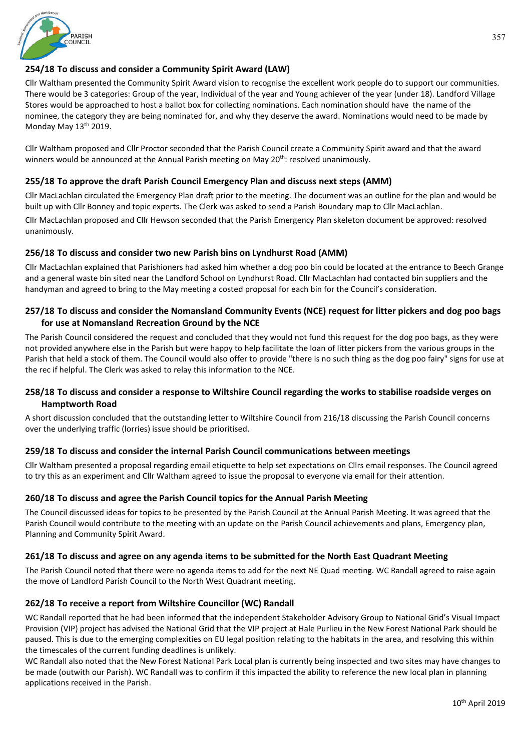### 254/18 To discuss and consider a Community Spirit Award (LAW)

Cllr Waltham presented the Community Spirit Award vision to recognise the excellent work people do to support our communities. There would be 3 categories: Group of the year, Individual of the year and Young achiever of the year (under 18). Landford Village Stores would be approached to host a ballot box for collecting nominations. Each nomination should have the name of the nominee, the category they are being nominated for, and why they deserve the award. Nominations would need to be made by Monday May 13th 2019.

Cllr Waltham proposed and Cllr Proctor seconded that the Parish Council create a Community Spirit award and that the award winners would be announced at the Annual Parish meeting on May 20th: resolved unanimously.

### 255/18 To approve the draft Parish Council Emergency Plan and discuss next steps (AMM)

Cllr MacLachlan circulated the Emergency Plan draft prior to the meeting. The document was an outline for the plan and would be built up with Cllr Bonney and topic experts. The Clerk was asked to send a Parish Boundary map to Cllr MacLachlan.

Cllr MacLachlan proposed and Cllr Hewson seconded that the Parish Emergency Plan skeleton document be approved: resolved unanimously.

### 256/18 To discuss and consider two new Parish bins on Lyndhurst Road (AMM)

Cllr MacLachlan explained that Parishioners had asked him whether a dog poo bin could be located at the entrance to Beech Grange and a general waste bin sited near the Landford School on Lyndhurst Road. Cllr MacLachlan had contacted bin suppliers and the handyman and agreed to bring to the May meeting a costed proposal for each bin for the Council's consideration.

### 257/18 To discuss and consider the Nomansland Community Events (NCE) request for litter pickers and dog poo bags for use at Nomansland Recreation Ground by the NCE

The Parish Council considered the request and concluded that they would not fund this request for the dog poo bags, as they were not provided anywhere else in the Parish but were happy to help facilitate the loan of litter pickers from the various groups in the Parish that held a stock of them. The Council would also offer to provide "there is no such thing as the dog poo fairy" signs for use at the rec if helpful. The Clerk was asked to relay this information to the NCE.

### 258/18 To discuss and consider a response to Wiltshire Council regarding the works to stabilise roadside verges on Hamptworth Road

A short discussion concluded that the outstanding letter to Wiltshire Council from 216/18 discussing the Parish Council concerns over the underlying traffic (lorries) issue should be prioritised.

### 259/18 To discuss and consider the internal Parish Council communications between meetings

Cllr Waltham presented a proposal regarding email etiquette to help set expectations on Cllrs email responses. The Council agreed to try this as an experiment and Cllr Waltham agreed to issue the proposal to everyone via email for their attention.

### 260/18 To discuss and agree the Parish Council topics for the Annual Parish Meeting

The Council discussed ideas for topics to be presented by the Parish Council at the Annual Parish Meeting. It was agreed that the Parish Council would contribute to the meeting with an update on the Parish Council achievements and plans, Emergency plan, Planning and Community Spirit Award.

### 261/18 To discuss and agree on any agenda items to be submitted for the North East Quadrant Meeting

The Parish Council noted that there were no agenda items to add for the next NE Quad meeting. WC Randall agreed to raise again the move of Landford Parish Council to the North West Quadrant meeting.

### 262/18 To receive a report from Wiltshire Councillor (WC) Randall

WC Randall reported that he had been informed that the independent Stakeholder Advisory Group to National Grid's Visual Impact Provision (VIP) project has advised the National Grid that the VIP project at Hale Purlieu in the New Forest National Park should be paused. This is due to the emerging complexities on EU legal position relating to the habitats in the area, and resolving this within the timescales of the current funding deadlines is unlikely.

WC Randall also noted that the New Forest National Park Local plan is currently being inspected and two sites may have changes to be made (outwith our Parish). WC Randall was to confirm if this impacted the ability to reference the new local plan in planning applications received in the Parish.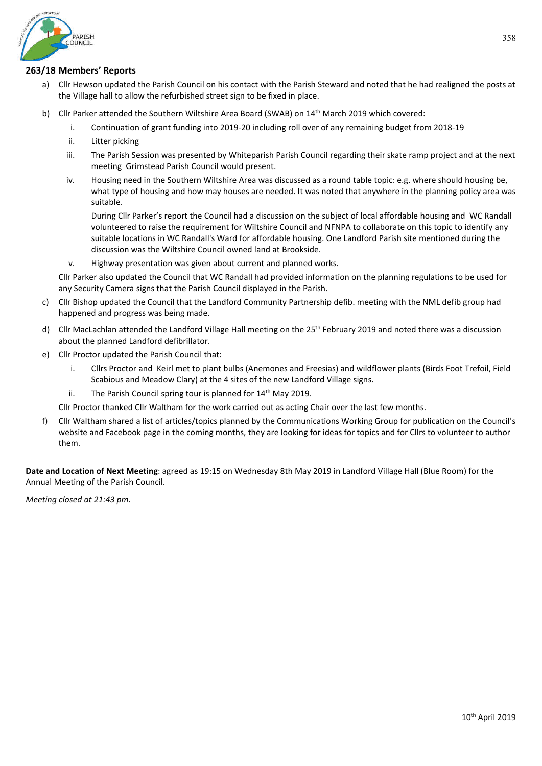### 263/18 Members' Reports

a) Cllr Hewson updated the Parish Council on his contact with the Parish Steward and noted that he had realigned the posts at the Village hall to allow the refurbished street sign to be fixed in place.

b) Cllr Parker attended the Southern Wiltshire Area Board (SWAB) on 14th March 2019 which covered:

   i. Continuation of grant funding into 2019-20 including roll over of any remaining budget from 2018-19

   ii. Litter picking

   iii. The Parish Session was presented by Whiteparish Parish Council regarding their skate ramp project and at the next meeting Grimstead Parish Council would present.

   iv. Housing need in the Southern Wiltshire Area was discussed as a round table topic: e.g. where should housing be, what type of housing and how may houses are needed. It was noted that anywhere in the planning policy area was suitable.

   During Cllr Parker's report the Council had a discussion on the subject of local affordable housing and WC Randall volunteered to raise the requirement for Wiltshire Council and NFNPA to collaborate on this topic to identify any suitable locations in WC Randall's Ward for affordable housing. One Landford Parish site mentioned during the discussion was the Wiltshire Council owned land at Brookside.

   v. Highway presentation was given about current and planned works.

   Cllr Parker also updated the Council that WC Randall had provided information on the planning regulations to be used for any Security Camera signs that the Parish Council displayed in the Parish.

c) Cllr Bishop updated the Council that the Landford Community Partnership defib. meeting with the NML defib group had happened and progress was being made.

d) Cllr MacLachlan attended the Landford Village Hall meeting on the 25th February 2019 and noted there was a discussion about the planned Landford defibrillator.

e) Cllr Proctor updated the Parish Council that:

   i. Cllrs Proctor and Keirl met to plant bulbs (Anemones and Freesias) and wildflower plants (Birds Foot Trefoil, Field Scabious and Meadow Clary) at the 4 sites of the new Landford Village signs.

   ii. The Parish Council spring tour is planned for 14th May 2019.

   Cllr Proctor thanked Cllr Waltham for the work carried out as acting Chair over the last few months.

f) Cllr Waltham shared a list of articles/topics planned by the Communications Working Group for publication on the Council's website and Facebook page in the coming months, they are looking for ideas for topics and for Cllrs to volunteer to author them.

**Date and Location of Next Meeting**: agreed as 19:15 on Wednesday 8th May 2019 in Landford Village Hall (Blue Room) for the Annual Meeting of the Parish Council.

*Meeting closed at 21:43 pm.*